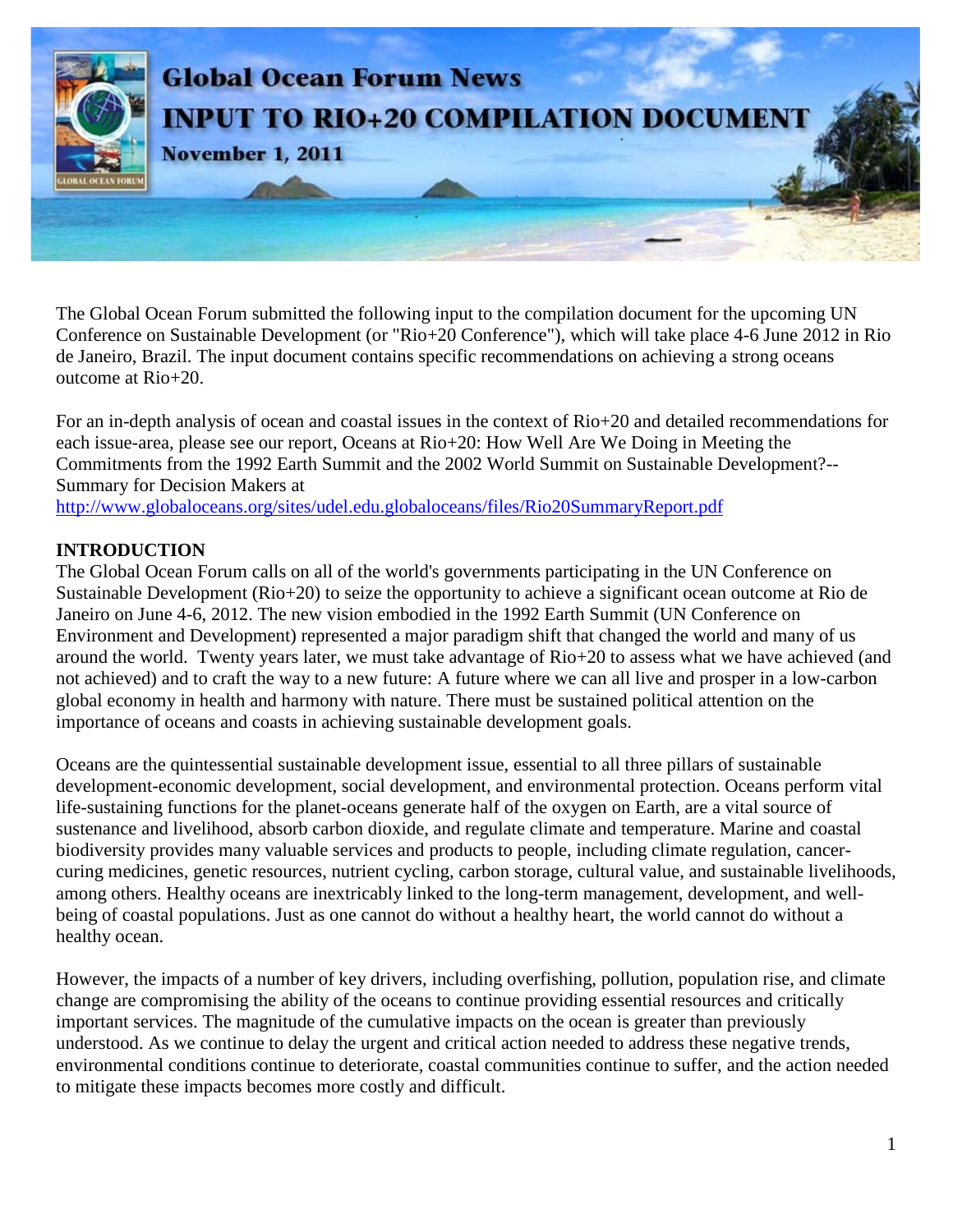# Global Ocean Forum News

## INPUT TO RIO+20 COMPILATION DOCUMENT

**November 1, 2011**

The Global Ocean Forum submitted the following input to the compilation document for the upcoming UN Conference on Sustainable Development (or "Rio+20 Conference"), which will take place 4-6 June 2012 in Rio de Janeiro, Brazil. The input document contains specific recommendations on achieving a strong oceans outcome at Rio+20.

For an in-depth analysis of ocean and coastal issues in the context of Rio+20 and detailed recommendations for each issue-area, please see our report, Oceans at Rio+20: How Well Are We Doing in Meeting the Commitments from the 1992 Earth Summit and the 2002 World Summit on Sustainable Development?--Summary for Decision Makers at http://www.globaloceans.org/sites/udel.edu.globaloceans/files/Rio20SummaryReport.pdf

**INTRODUCTION**

The Global Ocean Forum calls on all of the world's governments participating in the UN Conference on Sustainable Development (Rio+20) to seize the opportunity to achieve a significant ocean outcome at Rio de Janeiro on June 4-6, 2012. The new vision embodied in the 1992 Earth Summit (UN Conference on Environment and Development) represented a major paradigm shift that changed the world and many of us around the world. Twenty years later, we must take advantage of Rio+20 to assess what we have achieved (and not achieved) and to craft the way to a new future: A future where we can all live and prosper in a low-carbon global economy in health and harmony with nature. There must be sustained political attention on the importance of oceans and coasts in achieving sustainable development goals.

Oceans are the quintessential sustainable development issue, essential to all three pillars of sustainable development-economic development, social development, and environmental protection. Oceans perform vital life-sustaining functions for the planet-oceans generate half of the oxygen on Earth, are a vital source of sustenance and livelihood, absorb carbon dioxide, and regulate climate and temperature. Marine and coastal biodiversity provides many valuable services and products to people, including climate regulation, cancer-curing medicines, genetic resources, nutrient cycling, carbon storage, cultural value, and sustainable livelihoods, among others. Healthy oceans are inextricably linked to the long-term management, development, and well-being of coastal populations. Just as one cannot do without a healthy heart, the world cannot do without a healthy ocean.

However, the impacts of a number of key drivers, including overfishing, pollution, population rise, and climate change are compromising the ability of the oceans to continue providing essential resources and critically important services. The magnitude of the cumulative impacts on the ocean is greater than previously understood. As we continue to delay the urgent and critical action needed to address these negative trends, environmental conditions continue to deteriorate, coastal communities continue to suffer, and the action needed to mitigate these impacts becomes more costly and difficult.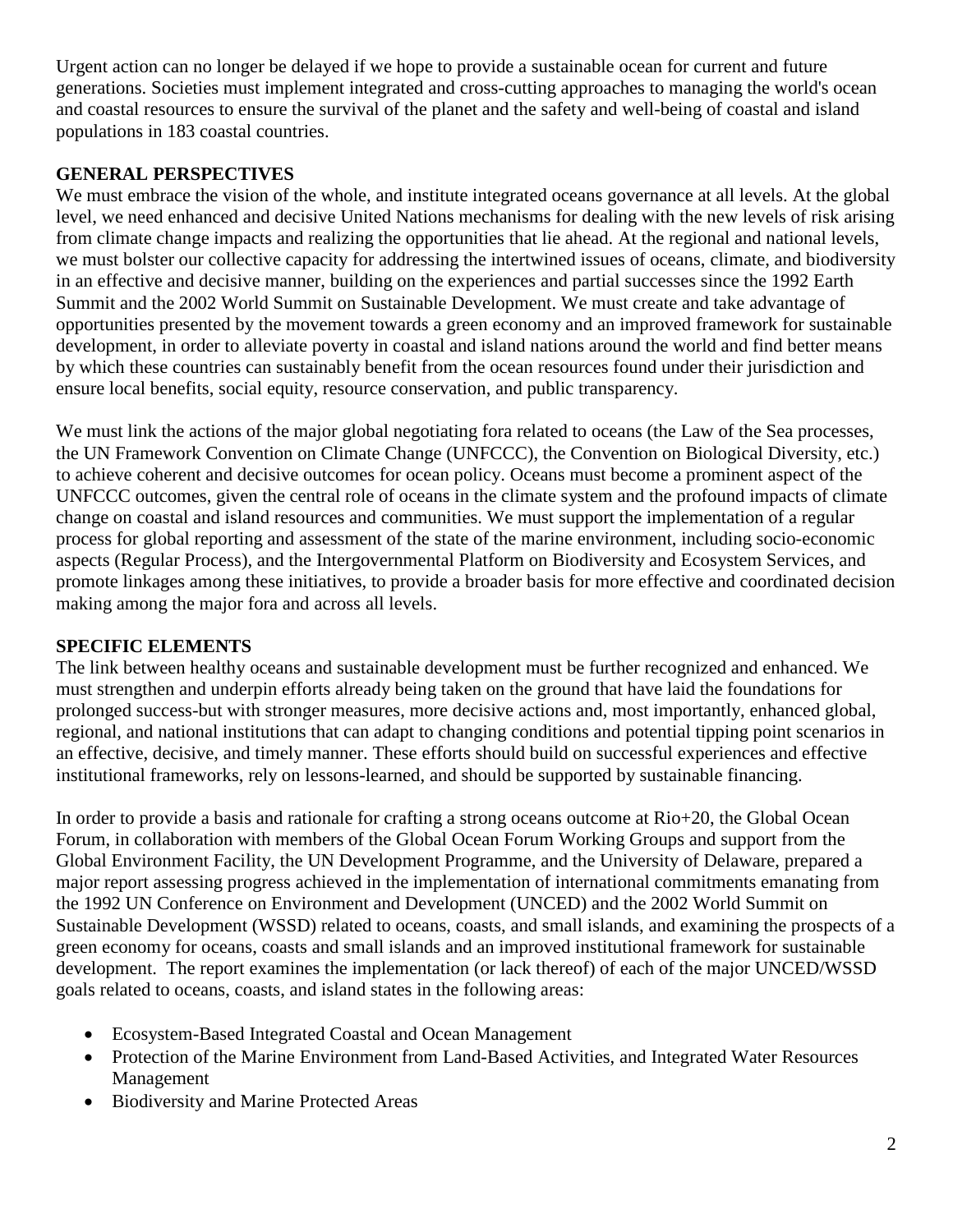Urgent action can no longer be delayed if we hope to provide a sustainable ocean for current and future generations. Societies must implement integrated and cross-cutting approaches to managing the world's ocean and coastal resources to ensure the survival of the planet and the safety and well-being of coastal and island populations in 183 coastal countries.

## GENERAL PERSPECTIVES

We must embrace the vision of the whole, and institute integrated oceans governance at all levels. At the global level, we need enhanced and decisive United Nations mechanisms for dealing with the new levels of risk arising from climate change impacts and realizing the opportunities that lie ahead. At the regional and national levels, we must bolster our collective capacity for addressing the intertwined issues of oceans, climate, and biodiversity in an effective and decisive manner, building on the experiences and partial successes since the 1992 Earth Summit and the 2002 World Summit on Sustainable Development. We must create and take advantage of opportunities presented by the movement towards a green economy and an improved framework for sustainable development, in order to alleviate poverty in coastal and island nations around the world and find better means by which these countries can sustainably benefit from the ocean resources found under their jurisdiction and ensure local benefits, social equity, resource conservation, and public transparency.

We must link the actions of the major global negotiating fora related to oceans (the Law of the Sea processes, the UN Framework Convention on Climate Change (UNFCCC), the Convention on Biological Diversity, etc.) to achieve coherent and decisive outcomes for ocean policy. Oceans must become a prominent aspect of the UNFCCC outcomes, given the central role of oceans in the climate system and the profound impacts of climate change on coastal and island resources and communities. We must support the implementation of a regular process for global reporting and assessment of the state of the marine environment, including socio-economic aspects (Regular Process), and the Intergovernmental Platform on Biodiversity and Ecosystem Services, and promote linkages among these initiatives, to provide a broader basis for more effective and coordinated decision making among the major fora and across all levels.

## SPECIFIC ELEMENTS

The link between healthy oceans and sustainable development must be further recognized and enhanced. We must strengthen and underpin efforts already being taken on the ground that have laid the foundations for prolonged success-but with stronger measures, more decisive actions and, most importantly, enhanced global, regional, and national institutions that can adapt to changing conditions and potential tipping point scenarios in an effective, decisive, and timely manner. These efforts should build on successful experiences and effective institutional frameworks, rely on lessons-learned, and should be supported by sustainable financing.

In order to provide a basis and rationale for crafting a strong oceans outcome at Rio+20, the Global Ocean Forum, in collaboration with members of the Global Ocean Forum Working Groups and support from the Global Environment Facility, the UN Development Programme, and the University of Delaware, prepared a major report assessing progress achieved in the implementation of international commitments emanating from the 1992 UN Conference on Environment and Development (UNCED) and the 2002 World Summit on Sustainable Development (WSSD) related to oceans, coasts, and small islands, and examining the prospects of a green economy for oceans, coasts and small islands and an improved institutional framework for sustainable development. The report examines the implementation (or lack thereof) of each of the major UNCED/WSSD goals related to oceans, coasts, and island states in the following areas:

- Ecosystem-Based Integrated Coastal and Ocean Management
- Protection of the Marine Environment from Land-Based Activities, and Integrated Water Resources Management
- Biodiversity and Marine Protected Areas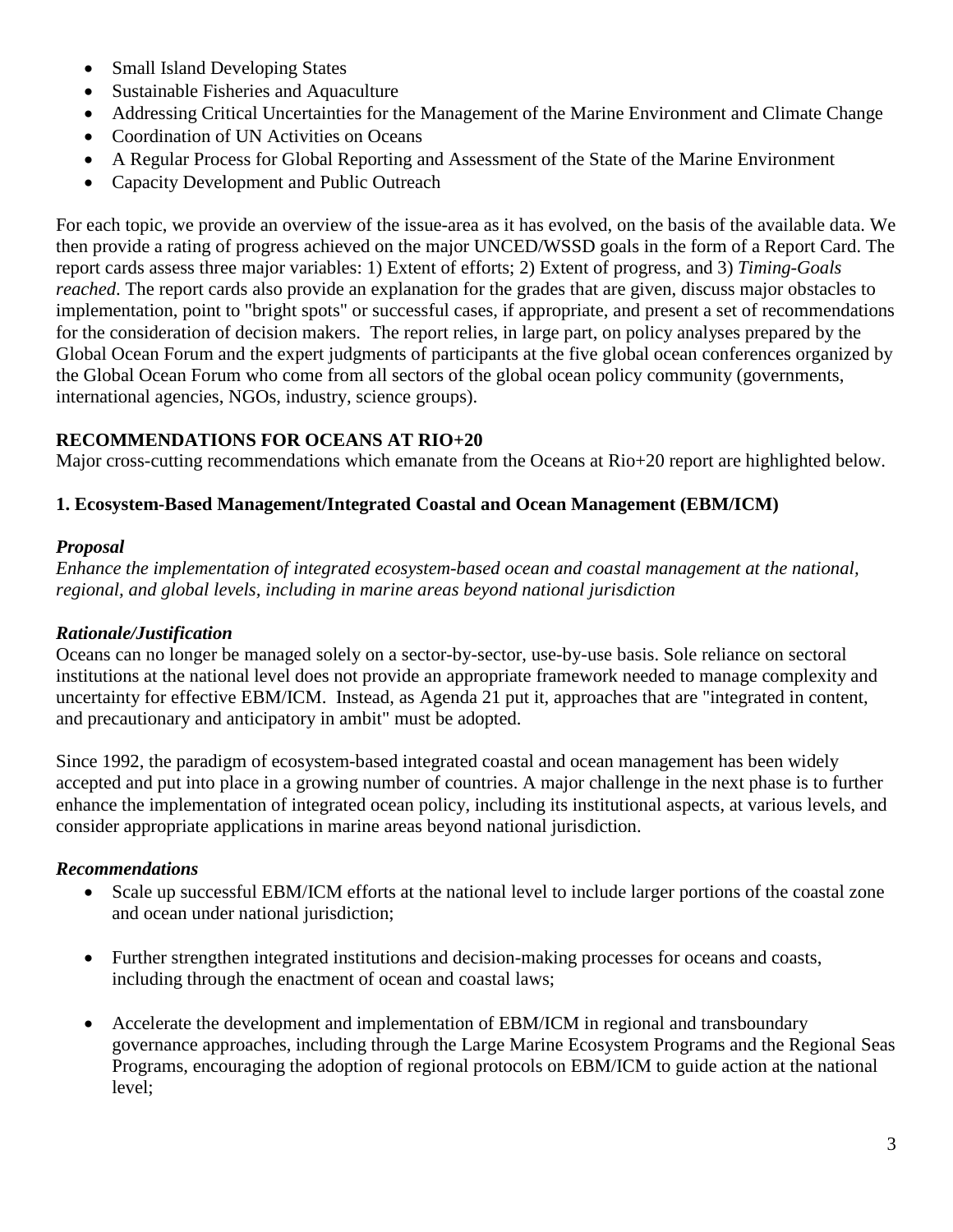- Small Island Developing States
- Sustainable Fisheries and Aquaculture
- Addressing Critical Uncertainties for the Management of the Marine Environment and Climate Change
- Coordination of UN Activities on Oceans
- A Regular Process for Global Reporting and Assessment of the State of the Marine Environment
- Capacity Development and Public Outreach

For each topic, we provide an overview of the issue-area as it has evolved, on the basis of the available data. We then provide a rating of progress achieved on the major UNCED/WSSD goals in the form of a Report Card. The report cards assess three major variables: 1) Extent of efforts; 2) Extent of progress, and 3) *Timing-Goals reached*. The report cards also provide an explanation for the grades that are given, discuss major obstacles to implementation, point to "bright spots" or successful cases, if appropriate, and present a set of recommendations for the consideration of decision makers. The report relies, in large part, on policy analyses prepared by the Global Ocean Forum and the expert judgments of participants at the five global ocean conferences organized by the Global Ocean Forum who come from all sectors of the global ocean policy community (governments, international agencies, NGOs, industry, science groups).

## RECOMMENDATIONS FOR OCEANS AT RIO+20

Major cross-cutting recommendations which emanate from the Oceans at Rio+20 report are highlighted below.

### 1. Ecosystem-Based Management/Integrated Coastal and Ocean Management (EBM/ICM)

#### *Proposal*

*Enhance the implementation of integrated ecosystem-based ocean and coastal management at the national, regional, and global levels, including in marine areas beyond national jurisdiction*

#### *Rationale/Justification*

Oceans can no longer be managed solely on a sector-by-sector, use-by-use basis. Sole reliance on sectoral institutions at the national level does not provide an appropriate framework needed to manage complexity and uncertainty for effective EBM/ICM. Instead, as Agenda 21 put it, approaches that are "integrated in content, and precautionary and anticipatory in ambit" must be adopted.

Since 1992, the paradigm of ecosystem-based integrated coastal and ocean management has been widely accepted and put into place in a growing number of countries. A major challenge in the next phase is to further enhance the implementation of integrated ocean policy, including its institutional aspects, at various levels, and consider appropriate applications in marine areas beyond national jurisdiction.

#### *Recommendations*

- Scale up successful EBM/ICM efforts at the national level to include larger portions of the coastal zone and ocean under national jurisdiction;
- Further strengthen integrated institutions and decision-making processes for oceans and coasts, including through the enactment of ocean and coastal laws;
- Accelerate the development and implementation of EBM/ICM in regional and transboundary governance approaches, including through the Large Marine Ecosystem Programs and the Regional Seas Programs, encouraging the adoption of regional protocols on EBM/ICM to guide action at the national level;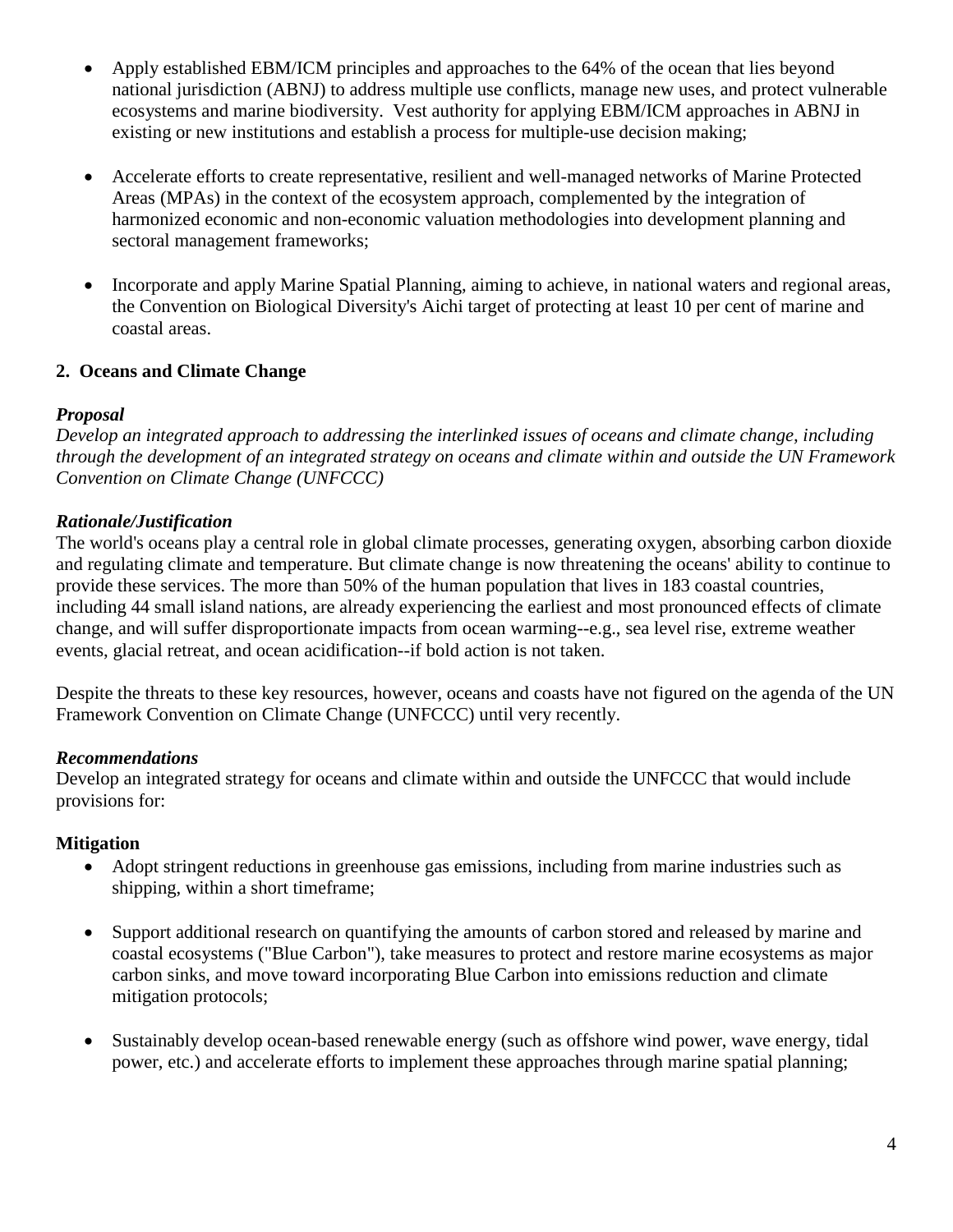- Apply established EBM/ICM principles and approaches to the 64% of the ocean that lies beyond national jurisdiction (ABNJ) to address multiple use conflicts, manage new uses, and protect vulnerable ecosystems and marine biodiversity. Vest authority for applying EBM/ICM approaches in ABNJ in existing or new institutions and establish a process for multiple-use decision making;

- Accelerate efforts to create representative, resilient and well-managed networks of Marine Protected Areas (MPAs) in the context of the ecosystem approach, complemented by the integration of harmonized economic and non-economic valuation methodologies into development planning and sectoral management frameworks;

- Incorporate and apply Marine Spatial Planning, aiming to achieve, in national waters and regional areas, the Convention on Biological Diversity's Aichi target of protecting at least 10 per cent of marine and coastal areas.

## 2. Oceans and Climate Change

### *Proposal*

*Develop an integrated approach to addressing the interlinked issues of oceans and climate change, including through the development of an integrated strategy on oceans and climate within and outside the UN Framework Convention on Climate Change (UNFCCC)*

### *Rationale/Justification*

The world's oceans play a central role in global climate processes, generating oxygen, absorbing carbon dioxide and regulating climate and temperature. But climate change is now threatening the oceans' ability to continue to provide these services. The more than 50% of the human population that lives in 183 coastal countries, including 44 small island nations, are already experiencing the earliest and most pronounced effects of climate change, and will suffer disproportionate impacts from ocean warming--e.g., sea level rise, extreme weather events, glacial retreat, and ocean acidification--if bold action is not taken.

Despite the threats to these key resources, however, oceans and coasts have not figured on the agenda of the UN Framework Convention on Climate Change (UNFCCC) until very recently.

### *Recommendations*

Develop an integrated strategy for oceans and climate within and outside the UNFCCC that would include provisions for:

#### Mitigation

- Adopt stringent reductions in greenhouse gas emissions, including from marine industries such as shipping, within a short timeframe;

- Support additional research on quantifying the amounts of carbon stored and released by marine and coastal ecosystems ("Blue Carbon"), take measures to protect and restore marine ecosystems as major carbon sinks, and move toward incorporating Blue Carbon into emissions reduction and climate mitigation protocols;

- Sustainably develop ocean-based renewable energy (such as offshore wind power, wave energy, tidal power, etc.) and accelerate efforts to implement these approaches through marine spatial planning;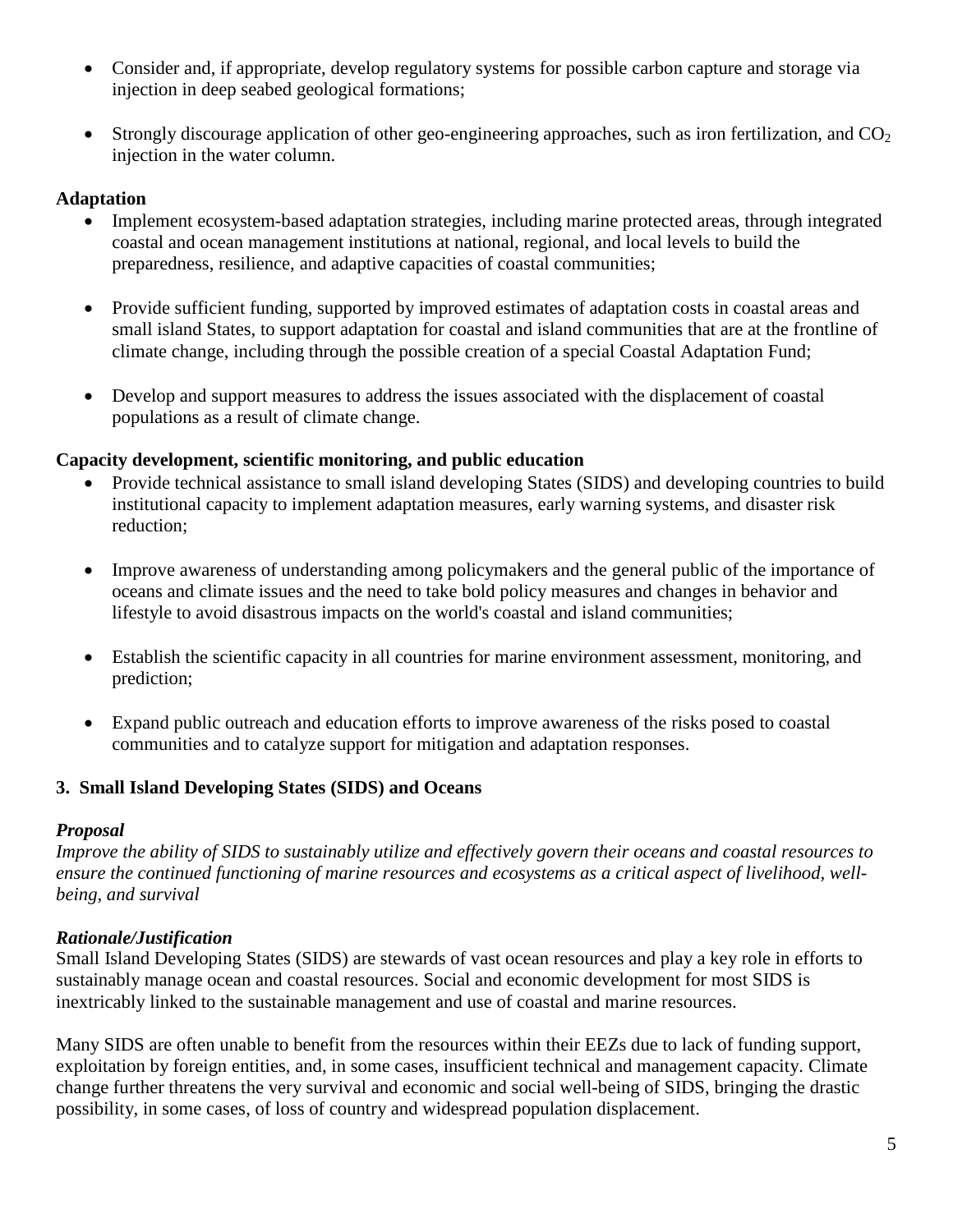- Consider and, if appropriate, develop regulatory systems for possible carbon capture and storage via injection in deep seabed geological formations;

- Strongly discourage application of other geo-engineering approaches, such as iron fertilization, and $CO_2$ injection in the water column.

**Adaptation**

- Implement ecosystem-based adaptation strategies, including marine protected areas, through integrated coastal and ocean management institutions at national, regional, and local levels to build the preparedness, resilience, and adaptive capacities of coastal communities;

- Provide sufficient funding, supported by improved estimates of adaptation costs in coastal areas and small island States, to support adaptation for coastal and island communities that are at the frontline of climate change, including through the possible creation of a special Coastal Adaptation Fund;

- Develop and support measures to address the issues associated with the displacement of coastal populations as a result of climate change.

**Capacity development, scientific monitoring, and public education**

- Provide technical assistance to small island developing States (SIDS) and developing countries to build institutional capacity to implement adaptation measures, early warning systems, and disaster risk reduction;

- Improve awareness of understanding among policymakers and the general public of the importance of oceans and climate issues and the need to take bold policy measures and changes in behavior and lifestyle to avoid disastrous impacts on the world's coastal and island communities;

- Establish the scientific capacity in all countries for marine environment assessment, monitoring, and prediction;

- Expand public outreach and education efforts to improve awareness of the risks posed to coastal communities and to catalyze support for mitigation and adaptation responses.

### 3. Small Island Developing States (SIDS) and Oceans

***Proposal***

*Improve the ability of SIDS to sustainably utilize and effectively govern their oceans and coastal resources to ensure the continued functioning of marine resources and ecosystems as a critical aspect of livelihood, well-being, and survival*

***Rationale/Justification***

Small Island Developing States (SIDS) are stewards of vast ocean resources and play a key role in efforts to sustainably manage ocean and coastal resources. Social and economic development for most SIDS is inextricably linked to the sustainable management and use of coastal and marine resources.

Many SIDS are often unable to benefit from the resources within their EEZs due to lack of funding support, exploitation by foreign entities, and, in some cases, insufficient technical and management capacity. Climate change further threatens the very survival and economic and social well-being of SIDS, bringing the drastic possibility, in some cases, of loss of country and widespread population displacement.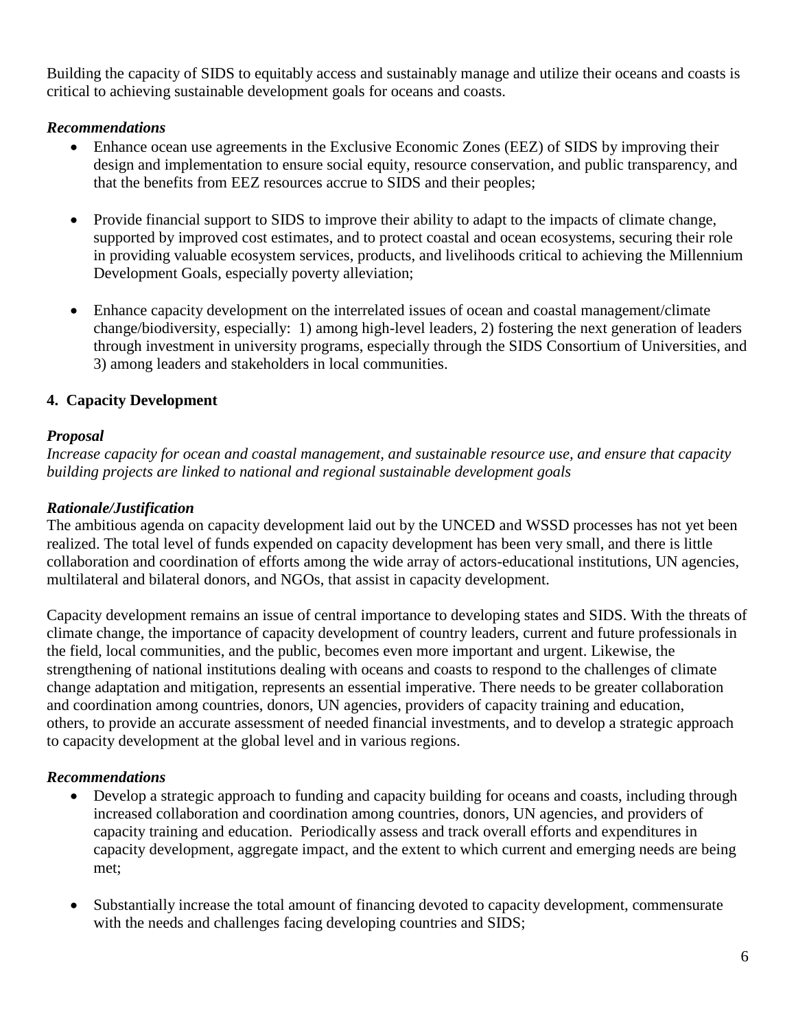Building the capacity of SIDS to equitably access and sustainably manage and utilize their oceans and coasts is critical to achieving sustainable development goals for oceans and coasts.

***Recommendations***

- Enhance ocean use agreements in the Exclusive Economic Zones (EEZ) of SIDS by improving their design and implementation to ensure social equity, resource conservation, and public transparency, and that the benefits from EEZ resources accrue to SIDS and their peoples;

- Provide financial support to SIDS to improve their ability to adapt to the impacts of climate change, supported by improved cost estimates, and to protect coastal and ocean ecosystems, securing their role in providing valuable ecosystem services, products, and livelihoods critical to achieving the Millennium Development Goals, especially poverty alleviation;

- Enhance capacity development on the interrelated issues of ocean and coastal management/climate change/biodiversity, especially: 1) among high-level leaders, 2) fostering the next generation of leaders through investment in university programs, especially through the SIDS Consortium of Universities, and 3) among leaders and stakeholders in local communities.

## 4. Capacity Development

***Proposal***

*Increase capacity for ocean and coastal management, and sustainable resource use, and ensure that capacity building projects are linked to national and regional sustainable development goals*

***Rationale/Justification***

The ambitious agenda on capacity development laid out by the UNCED and WSSD processes has not yet been realized. The total level of funds expended on capacity development has been very small, and there is little collaboration and coordination of efforts among the wide array of actors-educational institutions, UN agencies, multilateral and bilateral donors, and NGOs, that assist in capacity development.

Capacity development remains an issue of central importance to developing states and SIDS. With the threats of climate change, the importance of capacity development of country leaders, current and future professionals in the field, local communities, and the public, becomes even more important and urgent. Likewise, the strengthening of national institutions dealing with oceans and coasts to respond to the challenges of climate change adaptation and mitigation, represents an essential imperative. There needs to be greater collaboration and coordination among countries, donors, UN agencies, providers of capacity training and education, others, to provide an accurate assessment of needed financial investments, and to develop a strategic approach to capacity development at the global level and in various regions.

***Recommendations***

- Develop a strategic approach to funding and capacity building for oceans and coasts, including through increased collaboration and coordination among countries, donors, UN agencies, and providers of capacity training and education. Periodically assess and track overall efforts and expenditures in capacity development, aggregate impact, and the extent to which current and emerging needs are being met;

- Substantially increase the total amount of financing devoted to capacity development, commensurate with the needs and challenges facing developing countries and SIDS;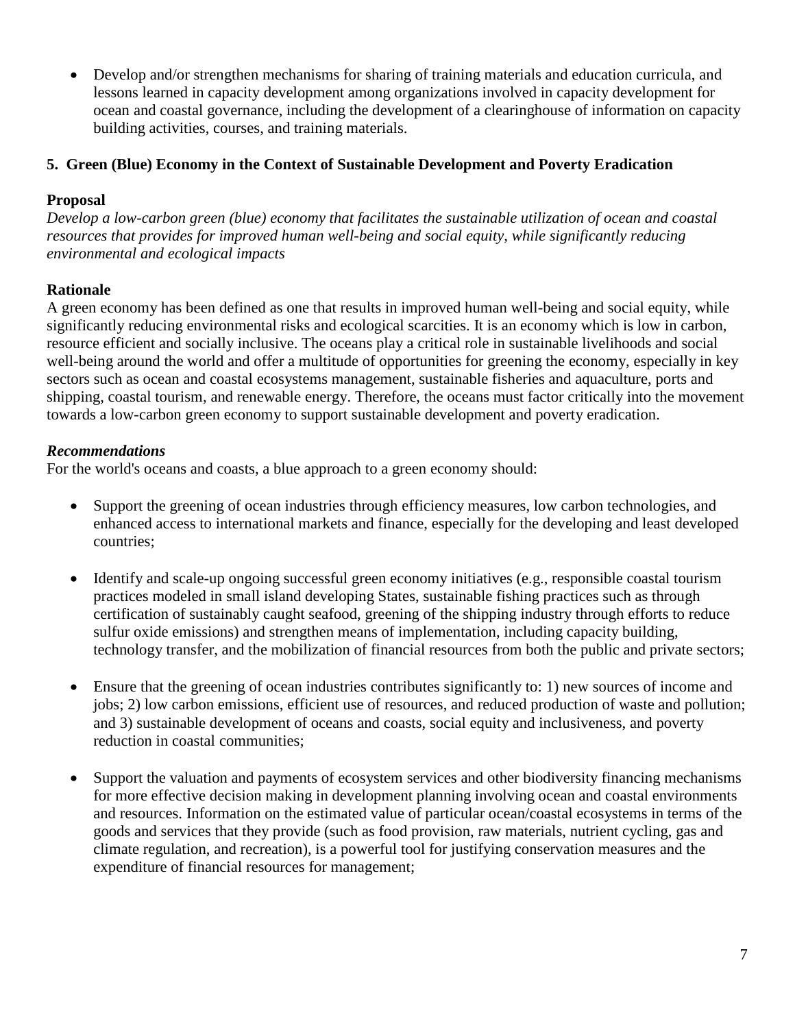- Develop and/or strengthen mechanisms for sharing of training materials and education curricula, and lessons learned in capacity development among organizations involved in capacity development for ocean and coastal governance, including the development of a clearinghouse of information on capacity building activities, courses, and training materials.

## 5. Green (Blue) Economy in the Context of Sustainable Development and Poverty Eradication

**Proposal**

*Develop a low-carbon green (blue) economy that facilitates the sustainable utilization of ocean and coastal resources that provides for improved human well-being and social equity, while significantly reducing environmental and ecological impacts*

**Rationale**

A green economy has been defined as one that results in improved human well-being and social equity, while significantly reducing environmental risks and ecological scarcities. It is an economy which is low in carbon, resource efficient and socially inclusive. The oceans play a critical role in sustainable livelihoods and social well-being around the world and offer a multitude of opportunities for greening the economy, especially in key sectors such as ocean and coastal ecosystems management, sustainable fisheries and aquaculture, ports and shipping, coastal tourism, and renewable energy. Therefore, the oceans must factor critically into the movement towards a low-carbon green economy to support sustainable development and poverty eradication.

***Recommendations***

For the world's oceans and coasts, a blue approach to a green economy should:

- Support the greening of ocean industries through efficiency measures, low carbon technologies, and enhanced access to international markets and finance, especially for the developing and least developed countries;

- Identify and scale-up ongoing successful green economy initiatives (e.g., responsible coastal tourism practices modeled in small island developing States, sustainable fishing practices such as through certification of sustainably caught seafood, greening of the shipping industry through efforts to reduce sulfur oxide emissions) and strengthen means of implementation, including capacity building, technology transfer, and the mobilization of financial resources from both the public and private sectors;

- Ensure that the greening of ocean industries contributes significantly to: 1) new sources of income and jobs; 2) low carbon emissions, efficient use of resources, and reduced production of waste and pollution; and 3) sustainable development of oceans and coasts, social equity and inclusiveness, and poverty reduction in coastal communities;

- Support the valuation and payments of ecosystem services and other biodiversity financing mechanisms for more effective decision making in development planning involving ocean and coastal environments and resources. Information on the estimated value of particular ocean/coastal ecosystems in terms of the goods and services that they provide (such as food provision, raw materials, nutrient cycling, gas and climate regulation, and recreation), is a powerful tool for justifying conservation measures and the expenditure of financial resources for management;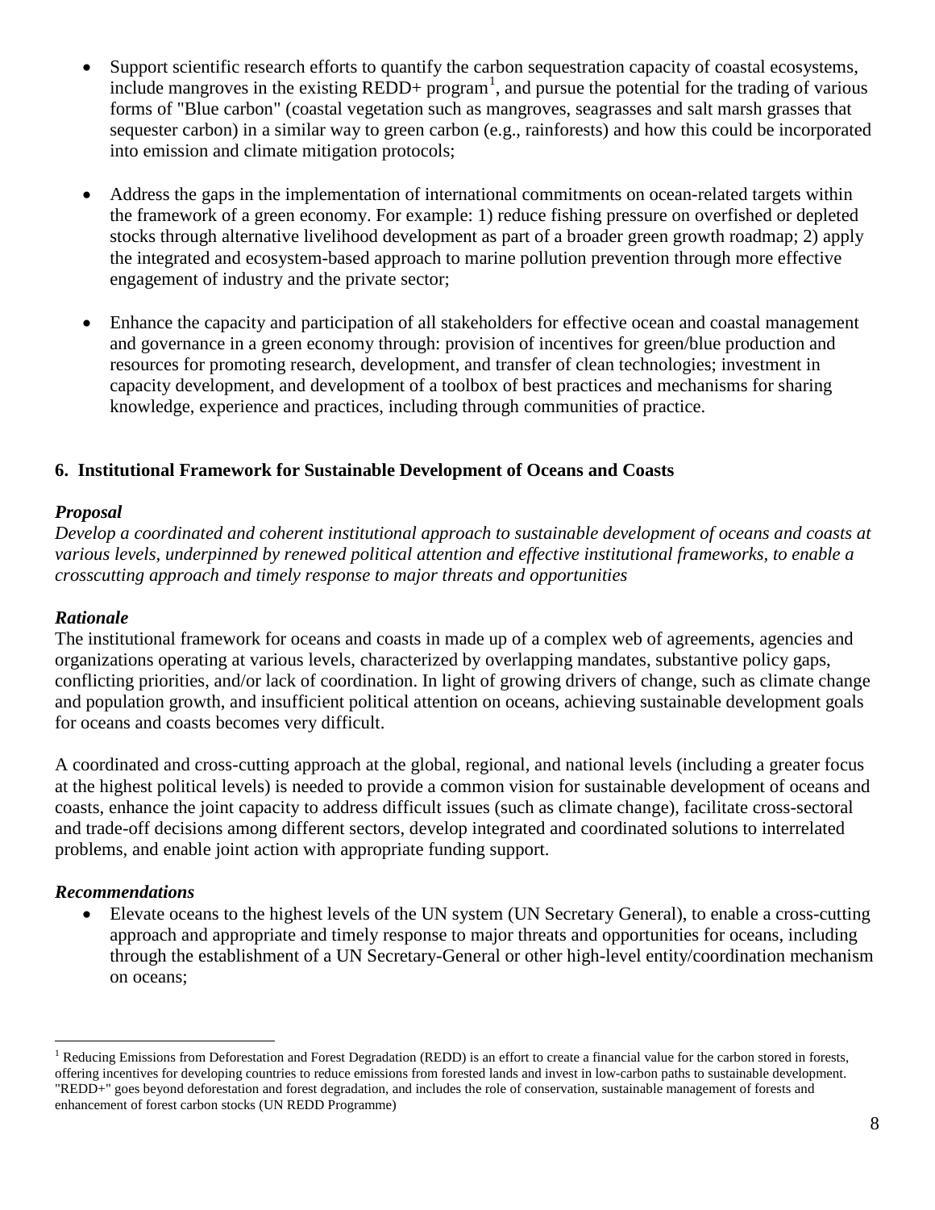- Support scientific research efforts to quantify the carbon sequestration capacity of coastal ecosystems, include mangroves in the existing REDD+ program[1], and pursue the potential for the trading of various forms of "Blue carbon" (coastal vegetation such as mangroves, seagrasses and salt marsh grasses that sequester carbon) in a similar way to green carbon (e.g., rainforests) and how this could be incorporated into emission and climate mitigation protocols;

- Address the gaps in the implementation of international commitments on ocean-related targets within the framework of a green economy. For example: 1) reduce fishing pressure on overfished or depleted stocks through alternative livelihood development as part of a broader green growth roadmap; 2) apply the integrated and ecosystem-based approach to marine pollution prevention through more effective engagement of industry and the private sector;

- Enhance the capacity and participation of all stakeholders for effective ocean and coastal management and governance in a green economy through: provision of incentives for green/blue production and resources for promoting research, development, and transfer of clean technologies; investment in capacity development, and development of a toolbox of best practices and mechanisms for sharing knowledge, experience and practices, including through communities of practice.

## 6. Institutional Framework for Sustainable Development of Oceans and Coasts

***Proposal***

*Develop a coordinated and coherent institutional approach to sustainable development of oceans and coasts at various levels, underpinned by renewed political attention and effective institutional frameworks, to enable a crosscutting approach and timely response to major threats and opportunities*

***Rationale***

The institutional framework for oceans and coasts in made up of a complex web of agreements, agencies and organizations operating at various levels, characterized by overlapping mandates, substantive policy gaps, conflicting priorities, and/or lack of coordination. In light of growing drivers of change, such as climate change and population growth, and insufficient political attention on oceans, achieving sustainable development goals for oceans and coasts becomes very difficult.

A coordinated and cross-cutting approach at the global, regional, and national levels (including a greater focus at the highest political levels) is needed to provide a common vision for sustainable development of oceans and coasts, enhance the joint capacity to address difficult issues (such as climate change), facilitate cross-sectoral and trade-off decisions among different sectors, develop integrated and coordinated solutions to interrelated problems, and enable joint action with appropriate funding support.

***Recommendations***

- Elevate oceans to the highest levels of the UN system (UN Secretary General), to enable a cross-cutting approach and appropriate and timely response to major threats and opportunities for oceans, including through the establishment of a UN Secretary-General or other high-level entity/coordination mechanism on oceans;

---

[1] Reducing Emissions from Deforestation and Forest Degradation (REDD) is an effort to create a financial value for the carbon stored in forests, offering incentives for developing countries to reduce emissions from forested lands and invest in low-carbon paths to sustainable development. "REDD+" goes beyond deforestation and forest degradation, and includes the role of conservation, sustainable management of forests and enhancement of forest carbon stocks (UN REDD Programme)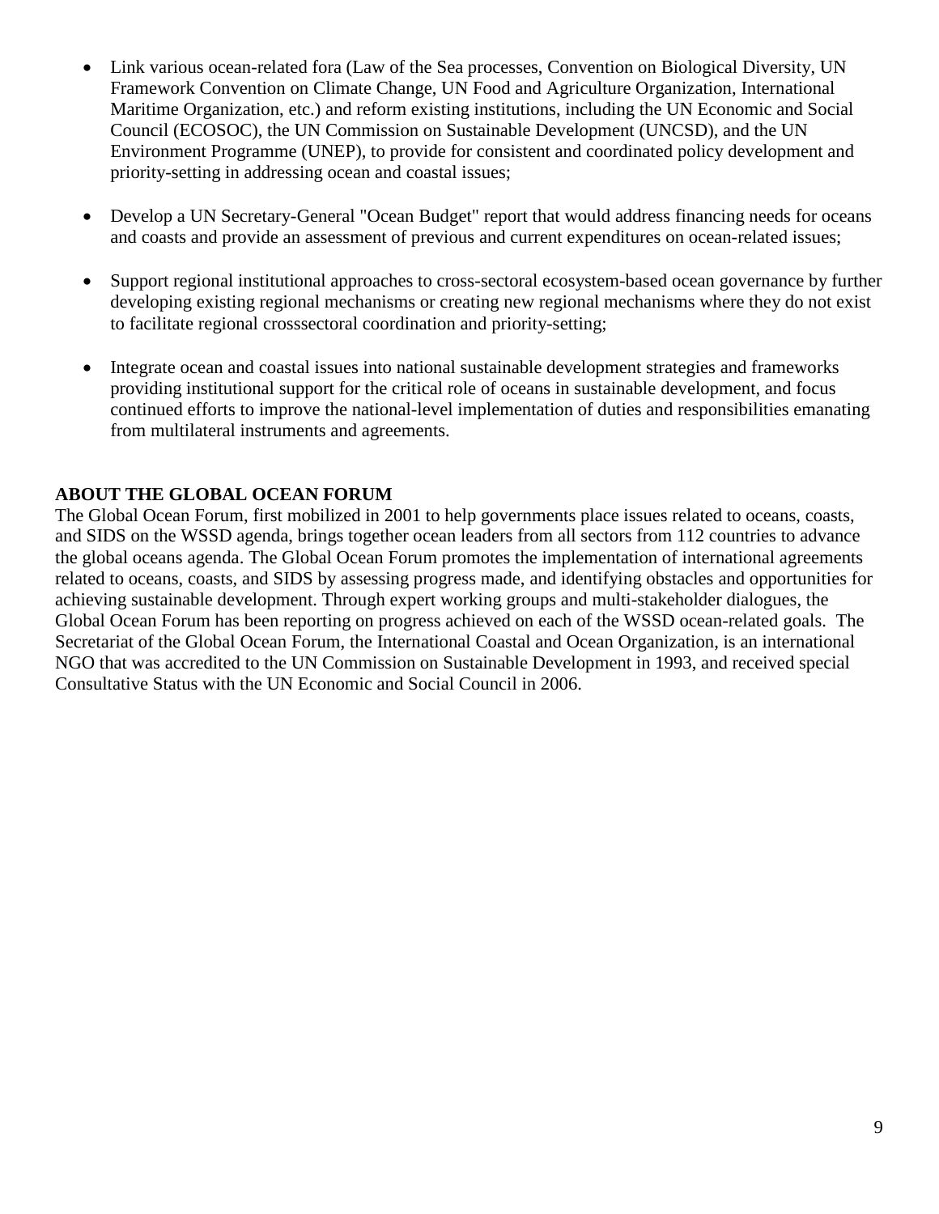- Link various ocean-related fora (Law of the Sea processes, Convention on Biological Diversity, UN Framework Convention on Climate Change, UN Food and Agriculture Organization, International Maritime Organization, etc.) and reform existing institutions, including the UN Economic and Social Council (ECOSOC), the UN Commission on Sustainable Development (UNCSD), and the UN Environment Programme (UNEP), to provide for consistent and coordinated policy development and priority-setting in addressing ocean and coastal issues;

- Develop a UN Secretary-General "Ocean Budget" report that would address financing needs for oceans and coasts and provide an assessment of previous and current expenditures on ocean-related issues;

- Support regional institutional approaches to cross-sectoral ecosystem-based ocean governance by further developing existing regional mechanisms or creating new regional mechanisms where they do not exist to facilitate regional crosssectoral coordination and priority-setting;

- Integrate ocean and coastal issues into national sustainable development strategies and frameworks providing institutional support for the critical role of oceans in sustainable development, and focus continued efforts to improve the national-level implementation of duties and responsibilities emanating from multilateral instruments and agreements.

**ABOUT THE GLOBAL OCEAN FORUM**

The Global Ocean Forum, first mobilized in 2001 to help governments place issues related to oceans, coasts, and SIDS on the WSSD agenda, brings together ocean leaders from all sectors from 112 countries to advance the global oceans agenda. The Global Ocean Forum promotes the implementation of international agreements related to oceans, coasts, and SIDS by assessing progress made, and identifying obstacles and opportunities for achieving sustainable development. Through expert working groups and multi-stakeholder dialogues, the Global Ocean Forum has been reporting on progress achieved on each of the WSSD ocean-related goals. The Secretariat of the Global Ocean Forum, the International Coastal and Ocean Organization, is an international NGO that was accredited to the UN Commission on Sustainable Development in 1993, and received special Consultative Status with the UN Economic and Social Council in 2006.